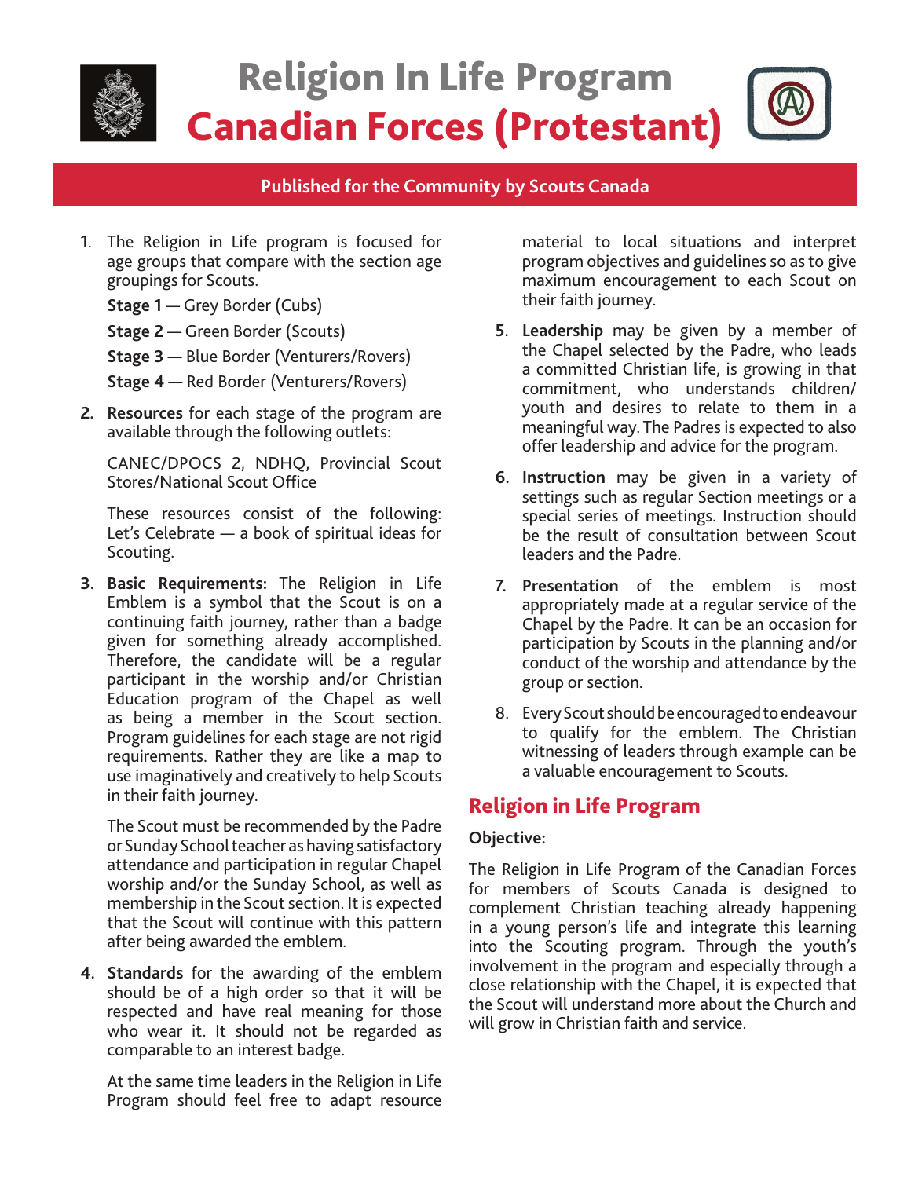# Religion In Life Program
# Canadian Forces (Protestant)

**Published for the Community by Scouts Canada**

1. The Religion in Life program is focused for age groups that compare with the section age groupings for Scouts.

   **Stage 1** — Grey Border (Cubs)

   **Stage 2** — Green Border (Scouts)

   **Stage 3** — Blue Border (Venturers/Rovers)

   **Stage 4** — Red Border (Venturers/Rovers)

2. **Resources** for each stage of the program are available through the following outlets:

   CANEC/DPOCS 2, NDHQ, Provincial Scout Stores/National Scout Office

   These resources consist of the following: Let's Celebrate — a book of spiritual ideas for Scouting.

3. **Basic Requirements:** The Religion in Life Emblem is a symbol that the Scout is on a continuing faith journey, rather than a badge given for something already accomplished. Therefore, the candidate will be a regular participant in the worship and/or Christian Education program of the Chapel as well as being a member in the Scout section. Program guidelines for each stage are not rigid requirements. Rather they are like a map to use imaginatively and creatively to help Scouts in their faith journey.

   The Scout must be recommended by the Padre or Sunday School teacher as having satisfactory attendance and participation in regular Chapel worship and/or the Sunday School, as well as membership in the Scout section. It is expected that the Scout will continue with this pattern after being awarded the emblem.

4. **Standards** for the awarding of the emblem should be of a high order so that it will be respected and have real meaning for those who wear it. It should not be regarded as comparable to an interest badge.

   At the same time leaders in the Religion in Life Program should feel free to adapt resource material to local situations and interpret program objectives and guidelines so as to give maximum encouragement to each Scout on their faith journey.

5. **Leadership** may be given by a member of the Chapel selected by the Padre, who leads a committed Christian life, is growing in that commitment, who understands children/youth and desires to relate to them in a meaningful way. The Padres is expected to also offer leadership and advice for the program.

6. **Instruction** may be given in a variety of settings such as regular Section meetings or a special series of meetings. Instruction should be the result of consultation between Scout leaders and the Padre.

7. **Presentation** of the emblem is most appropriately made at a regular service of the Chapel by the Padre. It can be an occasion for participation by Scouts in the planning and/or conduct of the worship and attendance by the group or section.

8. Every Scout should be encouraged to endeavour to qualify for the emblem. The Christian witnessing of leaders through example can be a valuable encouragement to Scouts.

## Religion in Life Program

**Objective:**

The Religion in Life Program of the Canadian Forces for members of Scouts Canada is designed to complement Christian teaching already happening in a young person's life and integrate this learning into the Scouting program. Through the youth's involvement in the program and especially through a close relationship with the Chapel, it is expected that the Scout will understand more about the Church and will grow in Christian faith and service.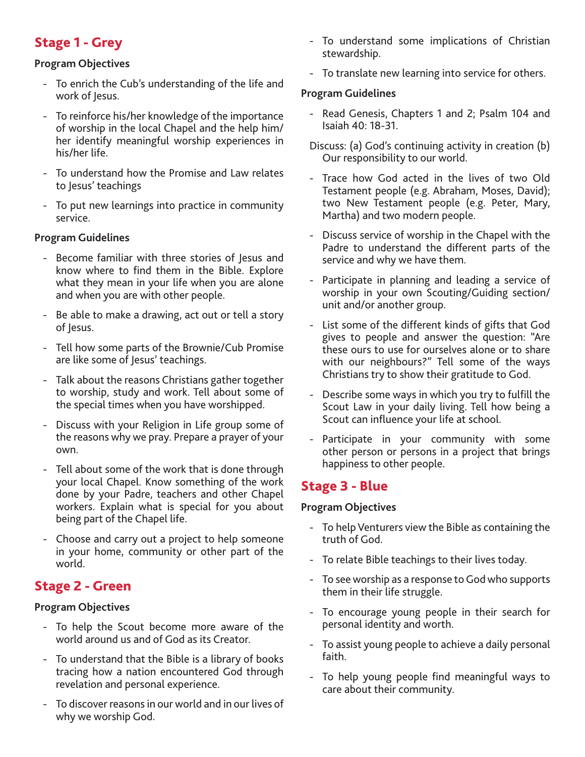## Stage 1 - Grey

**Program Objectives**

- To enrich the Cub's understanding of the life and work of Jesus.
- To reinforce his/her knowledge of the importance of worship in the local Chapel and the help him/her identify meaningful worship experiences in his/her life.
- To understand how the Promise and Law relates to Jesus' teachings
- To put new learnings into practice in community service.

**Program Guidelines**

- Become familiar with three stories of Jesus and know where to find them in the Bible. Explore what they mean in your life when you are alone and when you are with other people.
- Be able to make a drawing, act out or tell a story of Jesus.
- Tell how some parts of the Brownie/Cub Promise are like some of Jesus' teachings.
- Talk about the reasons Christians gather together to worship, study and work. Tell about some of the special times when you have worshipped.
- Discuss with your Religion in Life group some of the reasons why we pray. Prepare a prayer of your own.
- Tell about some of the work that is done through your local Chapel. Know something of the work done by your Padre, teachers and other Chapel workers. Explain what is special for you about being part of the Chapel life.
- Choose and carry out a project to help someone in your home, community or other part of the world.

## Stage 2 - Green

**Program Objectives**

- To help the Scout become more aware of the world around us and of God as its Creator.
- To understand that the Bible is a library of books tracing how a nation encountered God through revelation and personal experience.
- To discover reasons in our world and in our lives of why we worship God.
- To understand some implications of Christian stewardship.
- To translate new learning into service for others.

**Program Guidelines**

- Read Genesis, Chapters 1 and 2; Psalm 104 and Isaiah 40: 18-31.

  Discuss: (a) God's continuing activity in creation (b) Our responsibility to our world.
- Trace how God acted in the lives of two Old Testament people (e.g. Abraham, Moses, David); two New Testament people (e.g. Peter, Mary, Martha) and two modern people.
- Discuss service of worship in the Chapel with the Padre to understand the different parts of the service and why we have them.
- Participate in planning and leading a service of worship in your own Scouting/Guiding section/unit and/or another group.
- List some of the different kinds of gifts that God gives to people and answer the question: "Are these ours to use for ourselves alone or to share with our neighbours?" Tell some of the ways Christians try to show their gratitude to God.
- Describe some ways in which you try to fulfill the Scout Law in your daily living. Tell how being a Scout can influence your life at school.
- Participate in your community with some other person or persons in a project that brings happiness to other people.

## Stage 3 - Blue

**Program Objectives**

- To help Venturers view the Bible as containing the truth of God.
- To relate Bible teachings to their lives today.
- To see worship as a response to God who supports them in their life struggle.
- To encourage young people in their search for personal identity and worth.
- To assist young people to achieve a daily personal faith.
- To help young people find meaningful ways to care about their community.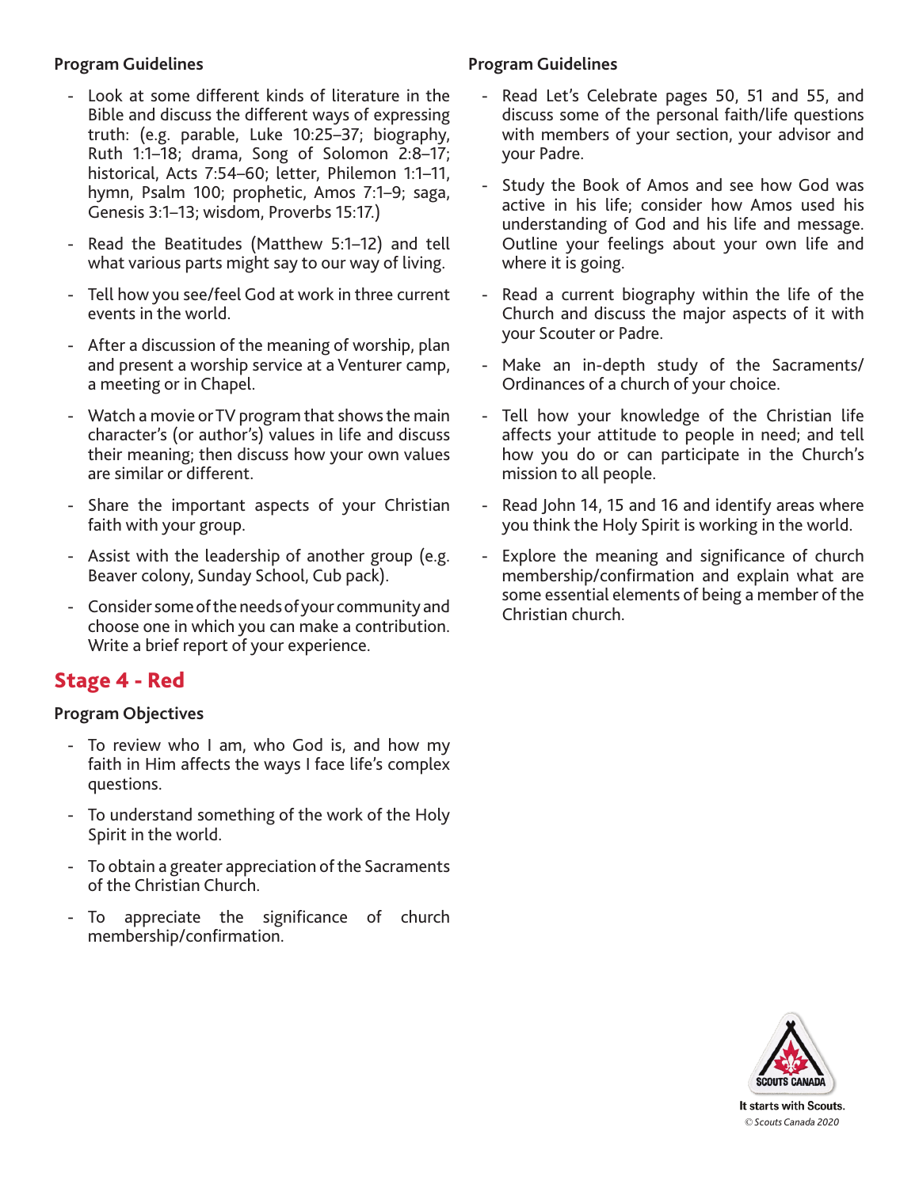**Program Guidelines**

- Look at some different kinds of literature in the Bible and discuss the different ways of expressing truth: (e.g. parable, Luke 10:25–37; biography, Ruth 1:1–18; drama, Song of Solomon 2:8–17; historical, Acts 7:54–60; letter, Philemon 1:1–11, hymn, Psalm 100; prophetic, Amos 7:1–9; saga, Genesis 3:1–13; wisdom, Proverbs 15:17.)
- Read the Beatitudes (Matthew 5:1–12) and tell what various parts might say to our way of living.
- Tell how you see/feel God at work in three current events in the world.
- After a discussion of the meaning of worship, plan and present a worship service at a Venturer camp, a meeting or in Chapel.
- Watch a movie or TV program that shows the main character's (or author's) values in life and discuss their meaning; then discuss how your own values are similar or different.
- Share the important aspects of your Christian faith with your group.
- Assist with the leadership of another group (e.g. Beaver colony, Sunday School, Cub pack).
- Consider some of the needs of your community and choose one in which you can make a contribution. Write a brief report of your experience.

## Stage 4 - Red

**Program Objectives**

- To review who I am, who God is, and how my faith in Him affects the ways I face life's complex questions.
- To understand something of the work of the Holy Spirit in the world.
- To obtain a greater appreciation of the Sacraments of the Christian Church.
- To appreciate the significance of church membership/confirmation.

**Program Guidelines**

- Read Let's Celebrate pages 50, 51 and 55, and discuss some of the personal faith/life questions with members of your section, your advisor and your Padre.
- Study the Book of Amos and see how God was active in his life; consider how Amos used his understanding of God and his life and message. Outline your feelings about your own life and where it is going.
- Read a current biography within the life of the Church and discuss the major aspects of it with your Scouter or Padre.
- Make an in-depth study of the Sacraments/Ordinances of a church of your choice.
- Tell how your knowledge of the Christian life affects your attitude to people in need; and tell how you do or can participate in the Church's mission to all people.
- Read John 14, 15 and 16 and identify areas where you think the Holy Spirit is working in the world.
- Explore the meaning and significance of church membership/confirmation and explain what are some essential elements of being a member of the Christian church.